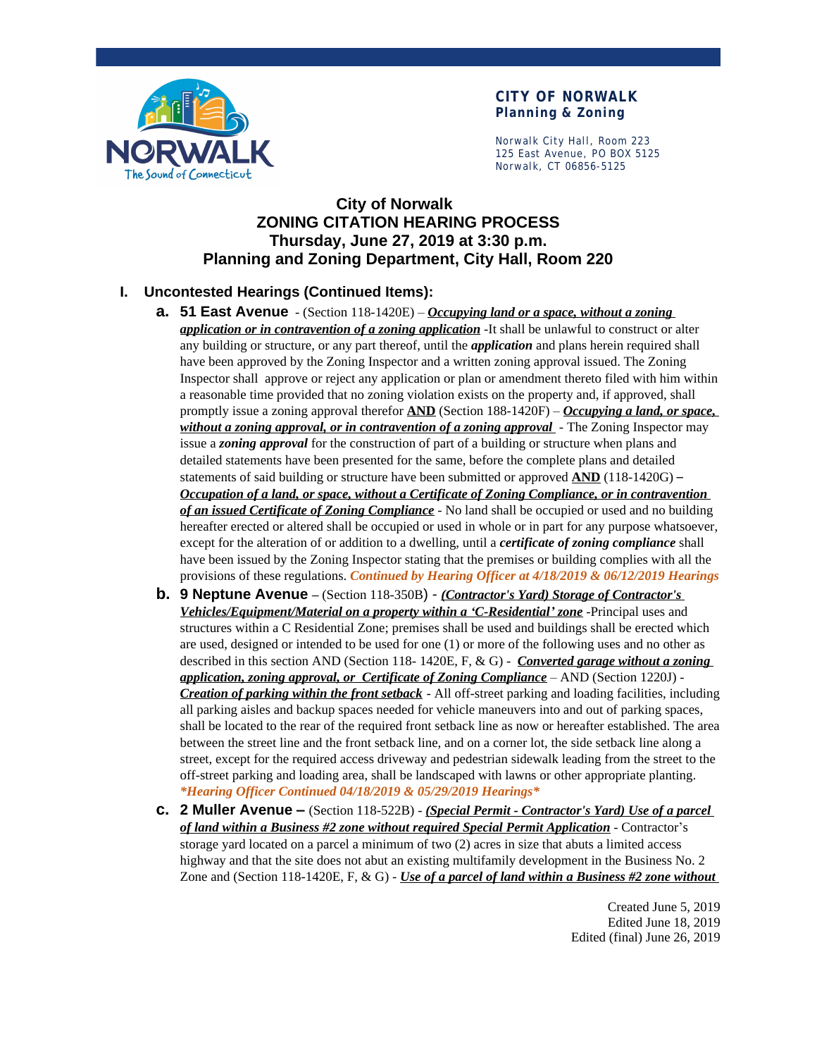**CITY OF NORWALK**
**Planning & Zoning**

Norwalk City Hall, Room 223
125 East Avenue, PO BOX 5125
Norwalk, CT 06856-5125

# City of Norwalk
# ZONING CITATION HEARING PROCESS
# Thursday, June 27, 2019 at 3:30 p.m.
# Planning and Zoning Department, City Hall, Room 220

## I. Uncontested Hearings (Continued Items):

**a. 51 East Avenue** - (Section 118-1420E) – ***Occupying land or a space, without a zoning application or in contravention of a zoning application*** -It shall be unlawful to construct or alter any building or structure, or any part thereof, until the ***application*** and plans herein required shall have been approved by the Zoning Inspector and a written zoning approval issued. The Zoning Inspector shall approve or reject any application or plan or amendment thereto filed with him within a reasonable time provided that no zoning violation exists on the property and, if approved, shall promptly issue a zoning approval therefor **AND** (Section 188-1420F) – ***Occupying a land, or space, without a zoning approval, or in contravention of a zoning approval*** - The Zoning Inspector may issue a ***zoning approval*** for the construction of part of a building or structure when plans and detailed statements have been presented for the same, before the complete plans and detailed statements of said building or structure have been submitted or approved **AND** (118-1420G) – ***Occupation of a land, or space, without a Certificate of Zoning Compliance, or in contravention of an issued Certificate of Zoning Compliance*** - No land shall be occupied or used and no building hereafter erected or altered shall be occupied or used in whole or in part for any purpose whatsoever, except for the alteration of or addition to a dwelling, until a ***certificate of zoning compliance*** shall have been issued by the Zoning Inspector stating that the premises or building complies with all the provisions of these regulations. ***Continued by Hearing Officer at 4/18/2019 & 06/12/2019 Hearings***

**b. 9 Neptune Avenue** – (Section 118-350B) - ***(Contractor's Yard) Storage of Contractor's Vehicles/Equipment/Material on a property within a 'C-Residential' zone*** -Principal uses and structures within a C Residential Zone; premises shall be used and buildings shall be erected which are used, designed or intended to be used for one (1) or more of the following uses and no other as described in this section AND (Section 118- 1420E, F, & G) - ***Converted garage without a zoning application, zoning approval, or Certificate of Zoning Compliance*** – AND (Section 1220J) - ***Creation of parking within the front setback*** - All off-street parking and loading facilities, including all parking aisles and backup spaces needed for vehicle maneuvers into and out of parking spaces, shall be located to the rear of the required front setback line as now or hereafter established. The area between the street line and the front setback line, and on a corner lot, the side setback line along a street, except for the required access driveway and pedestrian sidewalk leading from the street to the off-street parking and loading area, shall be landscaped with lawns or other appropriate planting. ****Hearing Officer Continued 04/18/2019 & 05/29/2019 Hearings****

**c. 2 Muller Avenue –** (Section 118-522B) - ***(Special Permit - Contractor's Yard) Use of a parcel of land within a Business #2 zone without required Special Permit Application*** - Contractor's storage yard located on a parcel a minimum of two (2) acres in size that abuts a limited access highway and that the site does not abut an existing multifamily development in the Business No. 2 Zone and (Section 118-1420E, F, & G) - ***Use of a parcel of land within a Business #2 zone without***

Created June 5, 2019
Edited June 18, 2019
Edited (final) June 26, 2019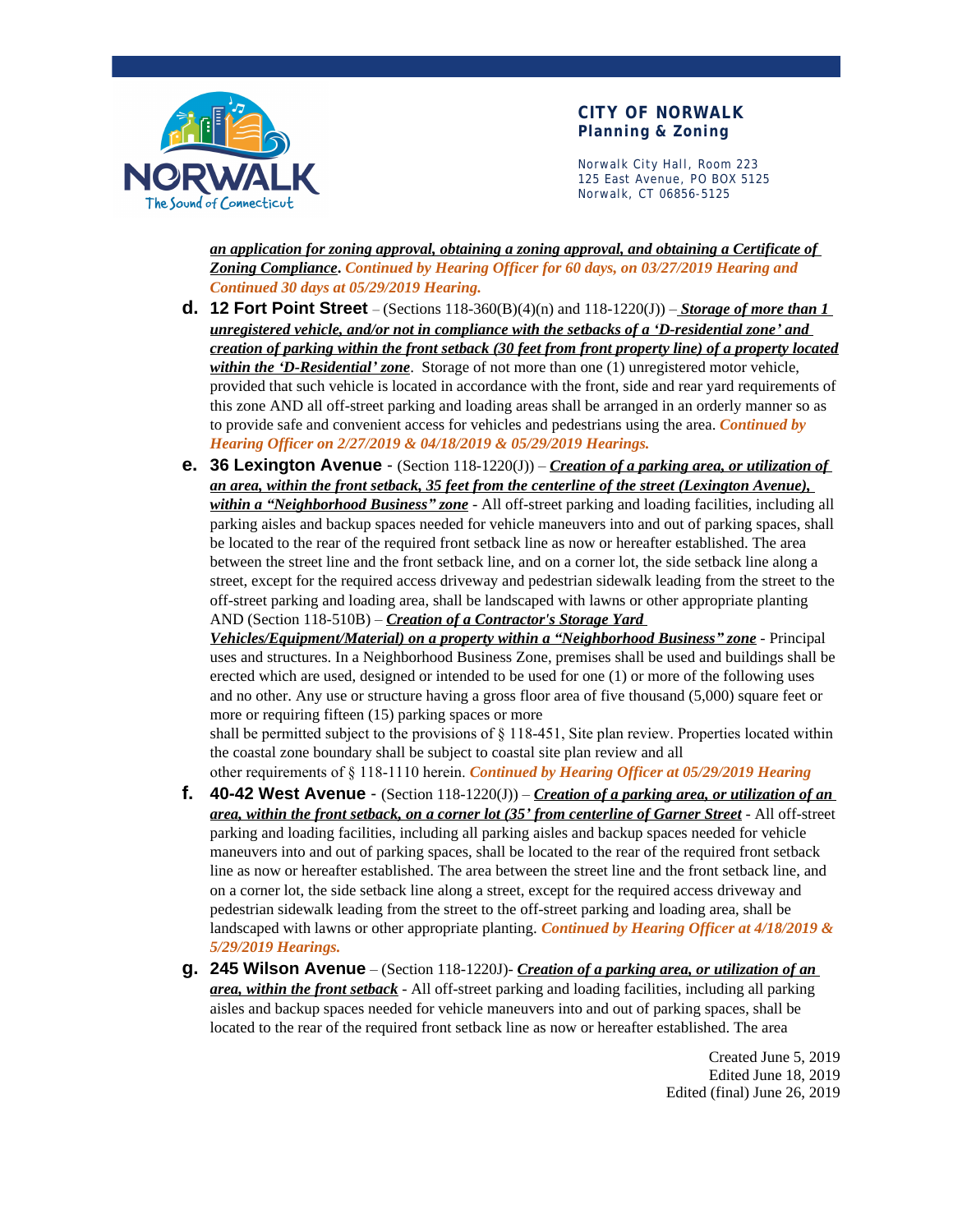***an application for zoning approval, obtaining a zoning approval, and obtaining a Certificate of Zoning Compliance***. *Continued by Hearing Officer for 60 days, on 03/27/2019 Hearing and Continued 30 days at 05/29/2019 Hearing.*

d. **12 Fort Point Street** – (Sections 118-360(B)(4)(n) and 118-1220(J)) – ***Storage of more than 1 unregistered vehicle, and/or not in compliance with the setbacks of a 'D-residential zone' and creation of parking within the front setback (30 feet from front property line) of a property located within the 'D-Residential' zone***. Storage of not more than one (1) unregistered motor vehicle, provided that such vehicle is located in accordance with the front, side and rear yard requirements of this zone AND all off-street parking and loading areas shall be arranged in an orderly manner so as to provide safe and convenient access for vehicles and pedestrians using the area. *Continued by Hearing Officer on 2/27/2019 & 04/18/2019 & 05/29/2019 Hearings.*

e. **36 Lexington Avenue** - (Section 118-1220(J)) – ***Creation of a parking area, or utilization of an area, within the front setback, 35 feet from the centerline of the street (Lexington Avenue), within a "Neighborhood Business" zone*** - All off-street parking and loading facilities, including all parking aisles and backup spaces needed for vehicle maneuvers into and out of parking spaces, shall be located to the rear of the required front setback line as now or hereafter established. The area between the street line and the front setback line, and on a corner lot, the side setback line along a street, except for the required access driveway and pedestrian sidewalk leading from the street to the off-street parking and loading area, shall be landscaped with lawns or other appropriate planting AND (Section 118-510B) – ***Creation of a Contractor's Storage Yard Vehicles/Equipment/Material) on a property within a "Neighborhood Business" zone*** - Principal uses and structures. In a Neighborhood Business Zone, premises shall be used and buildings shall be erected which are used, designed or intended to be used for one (1) or more of the following uses and no other. Any use or structure having a gross floor area of five thousand (5,000) square feet or more or requiring fifteen (15) parking spaces or more shall be permitted subject to the provisions of § 118-451, Site plan review. Properties located within the coastal zone boundary shall be subject to coastal site plan review and all other requirements of § 118-1110 herein. *Continued by Hearing Officer at 05/29/2019 Hearing*

f. **40-42 West Avenue** - (Section 118-1220(J)) – ***Creation of a parking area, or utilization of an area, within the front setback, on a corner lot (35' from centerline of Garner Street*** - All off-street parking and loading facilities, including all parking aisles and backup spaces needed for vehicle maneuvers into and out of parking spaces, shall be located to the rear of the required front setback line as now or hereafter established. The area between the street line and the front setback line, and on a corner lot, the side setback line along a street, except for the required access driveway and pedestrian sidewalk leading from the street to the off-street parking and loading area, shall be landscaped with lawns or other appropriate planting. *Continued by Hearing Officer at 4/18/2019 & 5/29/2019 Hearings.*

g. **245 Wilson Avenue** – (Section 118-1220J)- ***Creation of a parking area, or utilization of an area, within the front setback*** - All off-street parking and loading facilities, including all parking aisles and backup spaces needed for vehicle maneuvers into and out of parking spaces, shall be located to the rear of the required front setback line as now or hereafter established. The area

Created June 5, 2019
Edited June 18, 2019
Edited (final) June 26, 2019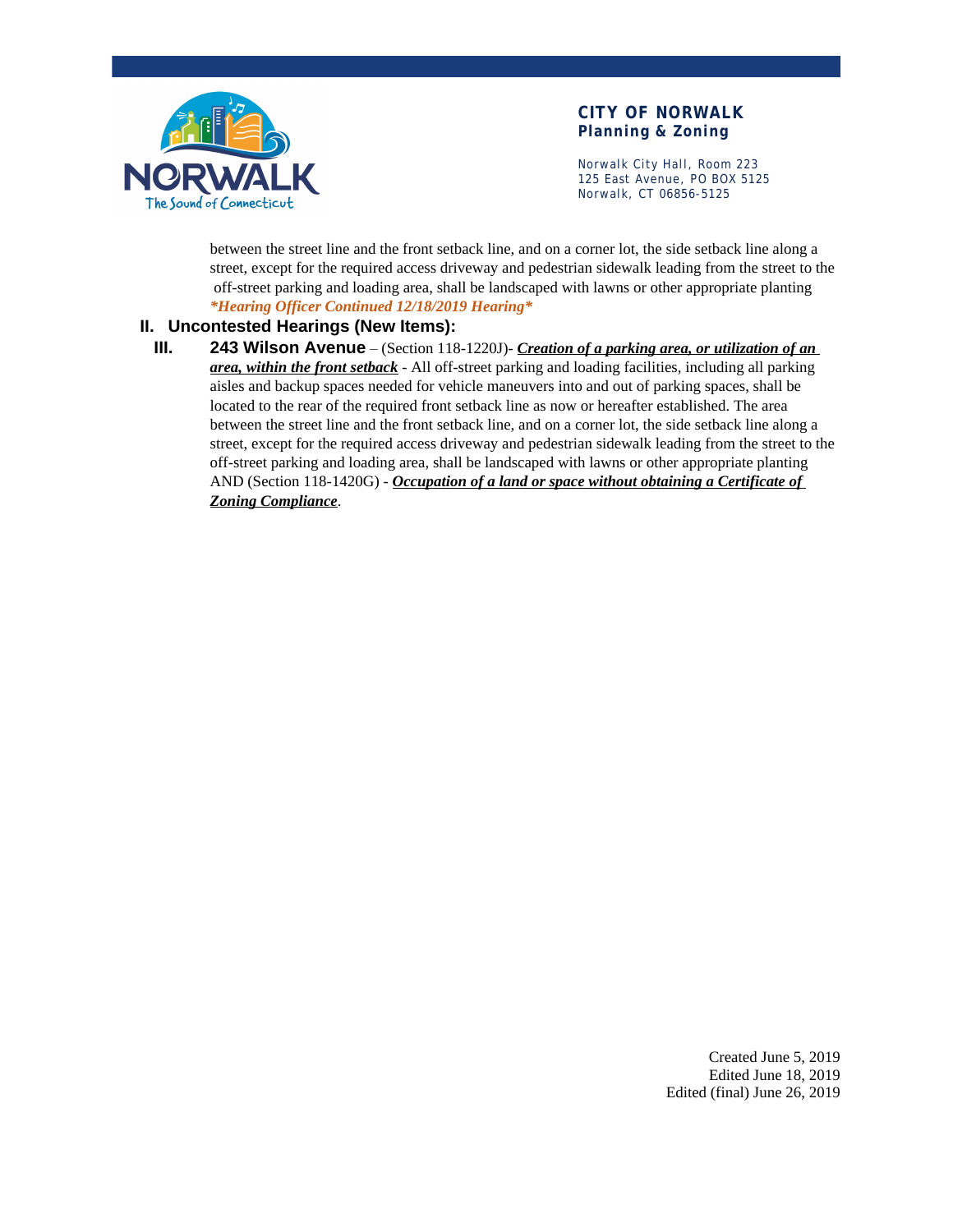between the street line and the front setback line, and on a corner lot, the side setback line along a street, except for the required access driveway and pedestrian sidewalk leading from the street to the off-street parking and loading area, shall be landscaped with lawns or other appropriate planting
***Hearing Officer Continued 12/18/2019 Hearing***

## II. Uncontested Hearings (New Items):

**III. 243 Wilson Avenue** – (Section 118-1220J)- ***Creation of a parking area, or utilization of an area, within the front setback*** - All off-street parking and loading facilities, including all parking aisles and backup spaces needed for vehicle maneuvers into and out of parking spaces, shall be located to the rear of the required front setback line as now or hereafter established. The area between the street line and the front setback line, and on a corner lot, the side setback line along a street, except for the required access driveway and pedestrian sidewalk leading from the street to the off-street parking and loading area, shall be landscaped with lawns or other appropriate planting AND (Section 118-1420G) - ***Occupation of a land or space without obtaining a Certificate of Zoning Compliance***.

Created June 5, 2019
Edited June 18, 2019
Edited (final) June 26, 2019